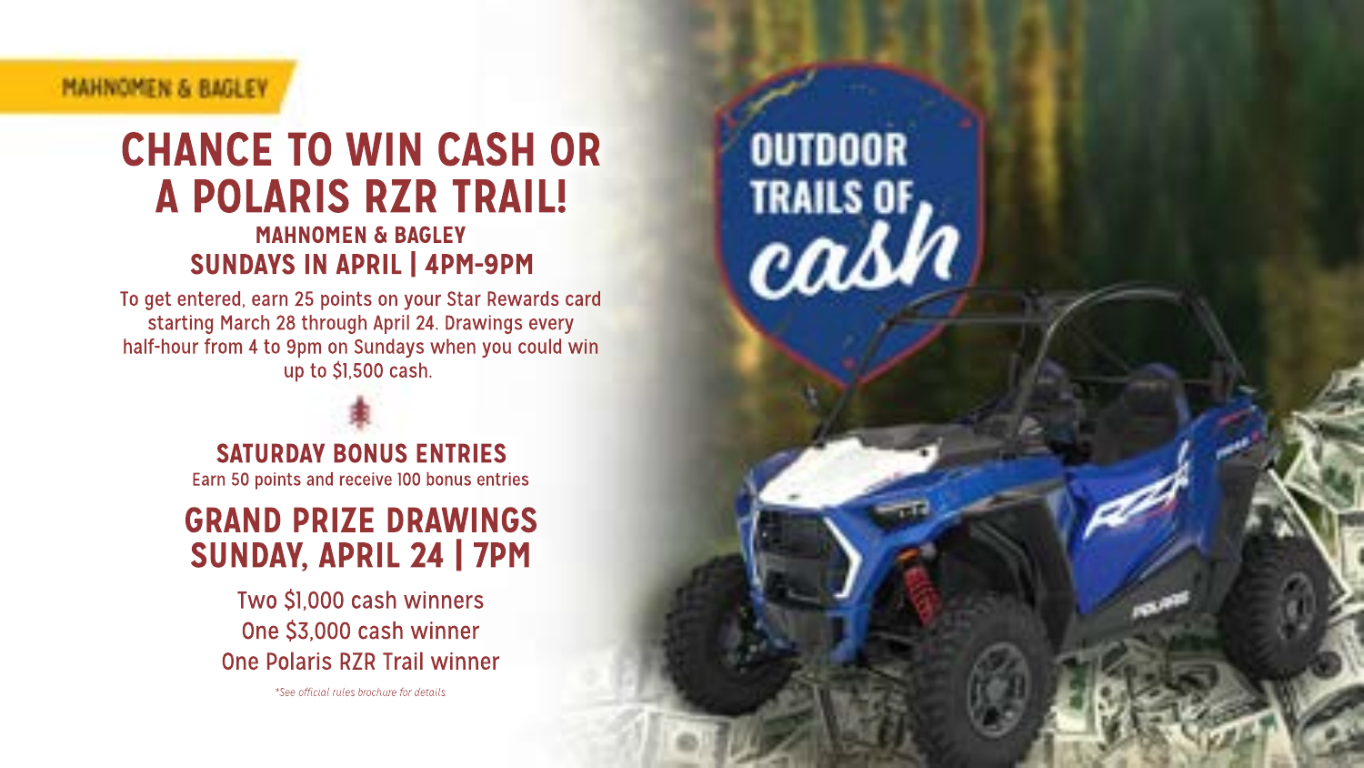MAHNOMEN & BAGLEY

# CHANCE TO WIN CASH OR A POLARIS RZR TRAIL!

## MAHNOMEN & BAGLEY
## SUNDAYS IN APRIL | 4PM-9PM

To get entered, earn 25 points on your Star Rewards card starting March 28 through April 24. Drawings every half-hour from 4 to 9pm on Sundays when you could win up to $1,500 cash.

## SATURDAY BONUS ENTRIES

Earn 50 points and receive 100 bonus entries

## GRAND PRIZE DRAWINGS SUNDAY, APRIL 24 | 7PM

Two $1,000 cash winners
One $3,000 cash winner
One Polaris RZR Trail winner

*\*See official rules brochure for details.*

OUTDOOR TRAILS OF cash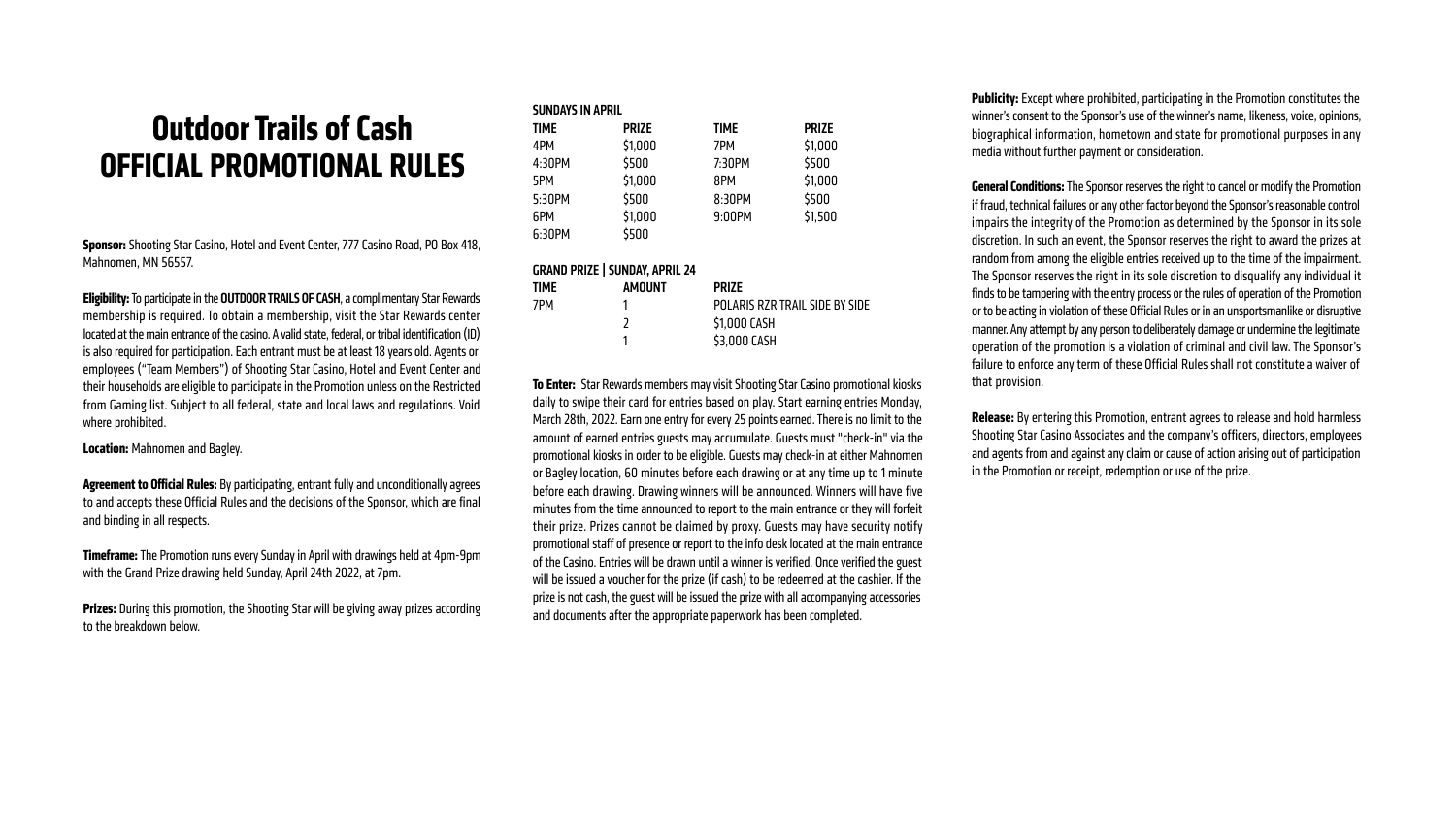# Outdoor Trails of Cash
# OFFICIAL PROMOTIONAL RULES

**Sponsor:** Shooting Star Casino, Hotel and Event Center, 777 Casino Road, PO Box 418, Mahnomen, MN 56557.

**Eligibility:** To participate in the **OUTDOOR TRAILS OF CASH**, a complimentary Star Rewards membership is required. To obtain a membership, visit the Star Rewards center located at the main entrance of the casino. A valid state, federal, or tribal identification (ID) is also required for participation. Each entrant must be at least 18 years old. Agents or employees ("Team Members") of Shooting Star Casino, Hotel and Event Center and their households are eligible to participate in the Promotion unless on the Restricted from Gaming list. Subject to all federal, state and local laws and regulations. Void where prohibited.

**Location:** Mahnomen and Bagley.

**Agreement to Official Rules:** By participating, entrant fully and unconditionally agrees to and accepts these Official Rules and the decisions of the Sponsor, which are final and binding in all respects.

**Timeframe:** The Promotion runs every Sunday in April with drawings held at 4pm-9pm with the Grand Prize drawing held Sunday, April 24th 2022, at 7pm.

**Prizes:** During this promotion, the Shooting Star will be giving away prizes according to the breakdown below.

**SUNDAYS IN APRIL**

| TIME | PRIZE | TIME | PRIZE |
|---|---|---|---|
| 4PM | $1,000 | 7PM | $1,000 |
| 4:30PM | $500 | 7:30PM | $500 |
| 5PM | $1,000 | 8PM | $1,000 |
| 5:30PM | $500 | 8:30PM | $500 |
| 6PM | $1,000 | 9:00PM | $1,500 |
| 6:30PM | $500 | | |

**GRAND PRIZE | SUNDAY, APRIL 24**

| TIME | AMOUNT | PRIZE |
|---|---|---|
| 7PM | 1 | POLARIS RZR TRAIL SIDE BY SIDE |
| | 2 | $1,000 CASH |
| | 1 | $3,000 CASH |

**To Enter:** Star Rewards members may visit Shooting Star Casino promotional kiosks daily to swipe their card for entries based on play. Start earning entries Monday, March 28th, 2022. Earn one entry for every 25 points earned. There is no limit to the amount of earned entries guests may accumulate. Guests must "check-in" via the promotional kiosks in order to be eligible. Guests may check-in at either Mahnomen or Bagley location, 60 minutes before each drawing or at any time up to 1 minute before each drawing. Drawing winners will be announced. Winners will have five minutes from the time announced to report to the main entrance or they will forfeit their prize. Prizes cannot be claimed by proxy. Guests may have security notify promotional staff of presence or report to the info desk located at the main entrance of the Casino. Entries will be drawn until a winner is verified. Once verified the guest will be issued a voucher for the prize (if cash) to be redeemed at the cashier. If the prize is not cash, the guest will be issued the prize with all accompanying accessories and documents after the appropriate paperwork has been completed.

**Publicity:** Except where prohibited, participating in the Promotion constitutes the winner's consent to the Sponsor's use of the winner's name, likeness, voice, opinions, biographical information, hometown and state for promotional purposes in any media without further payment or consideration.

**General Conditions:** The Sponsor reserves the right to cancel or modify the Promotion if fraud, technical failures or any other factor beyond the Sponsor's reasonable control impairs the integrity of the Promotion as determined by the Sponsor in its sole discretion. In such an event, the Sponsor reserves the right to award the prizes at random from among the eligible entries received up to the time of the impairment. The Sponsor reserves the right in its sole discretion to disqualify any individual it finds to be tampering with the entry process or the rules of operation of the Promotion or to be acting in violation of these Official Rules or in an unsportsmanlike or disruptive manner. Any attempt by any person to deliberately damage or undermine the legitimate operation of the promotion is a violation of criminal and civil law. The Sponsor's failure to enforce any term of these Official Rules shall not constitute a waiver of that provision.

**Release:** By entering this Promotion, entrant agrees to release and hold harmless Shooting Star Casino Associates and the company's officers, directors, employees and agents from and against any claim or cause of action arising out of participation in the Promotion or receipt, redemption or use of the prize.